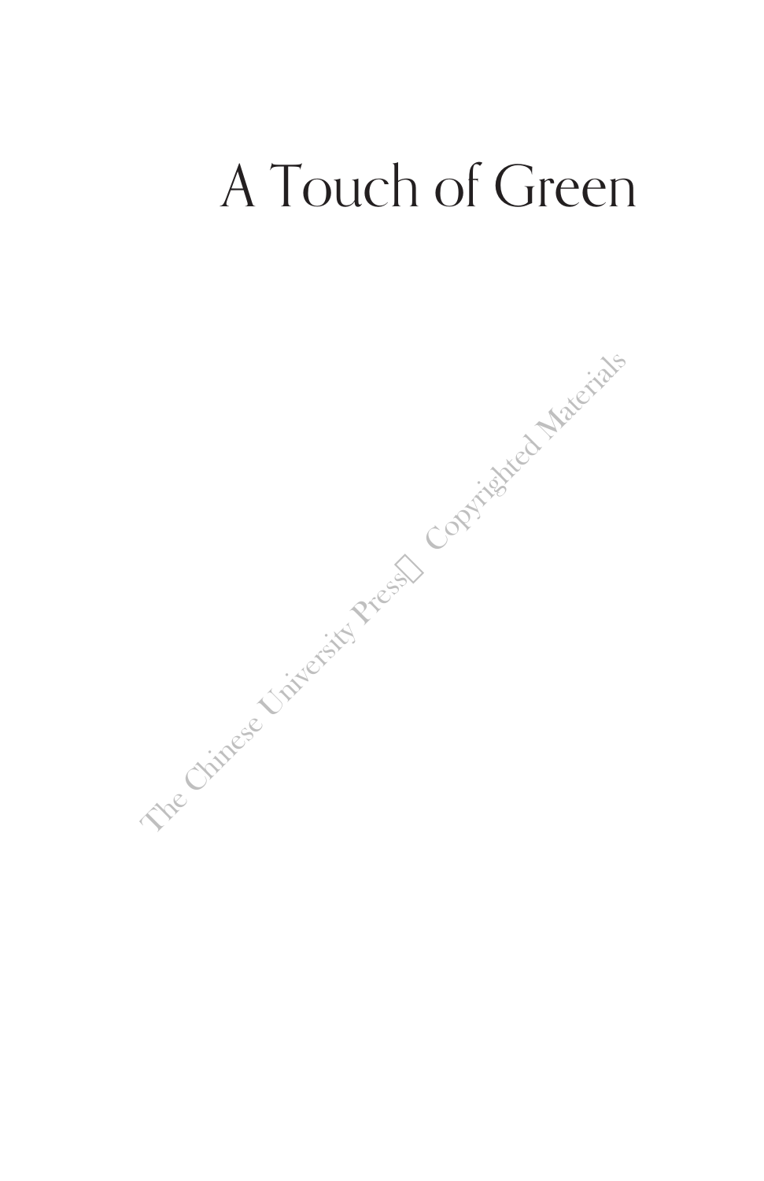# A Touch of Green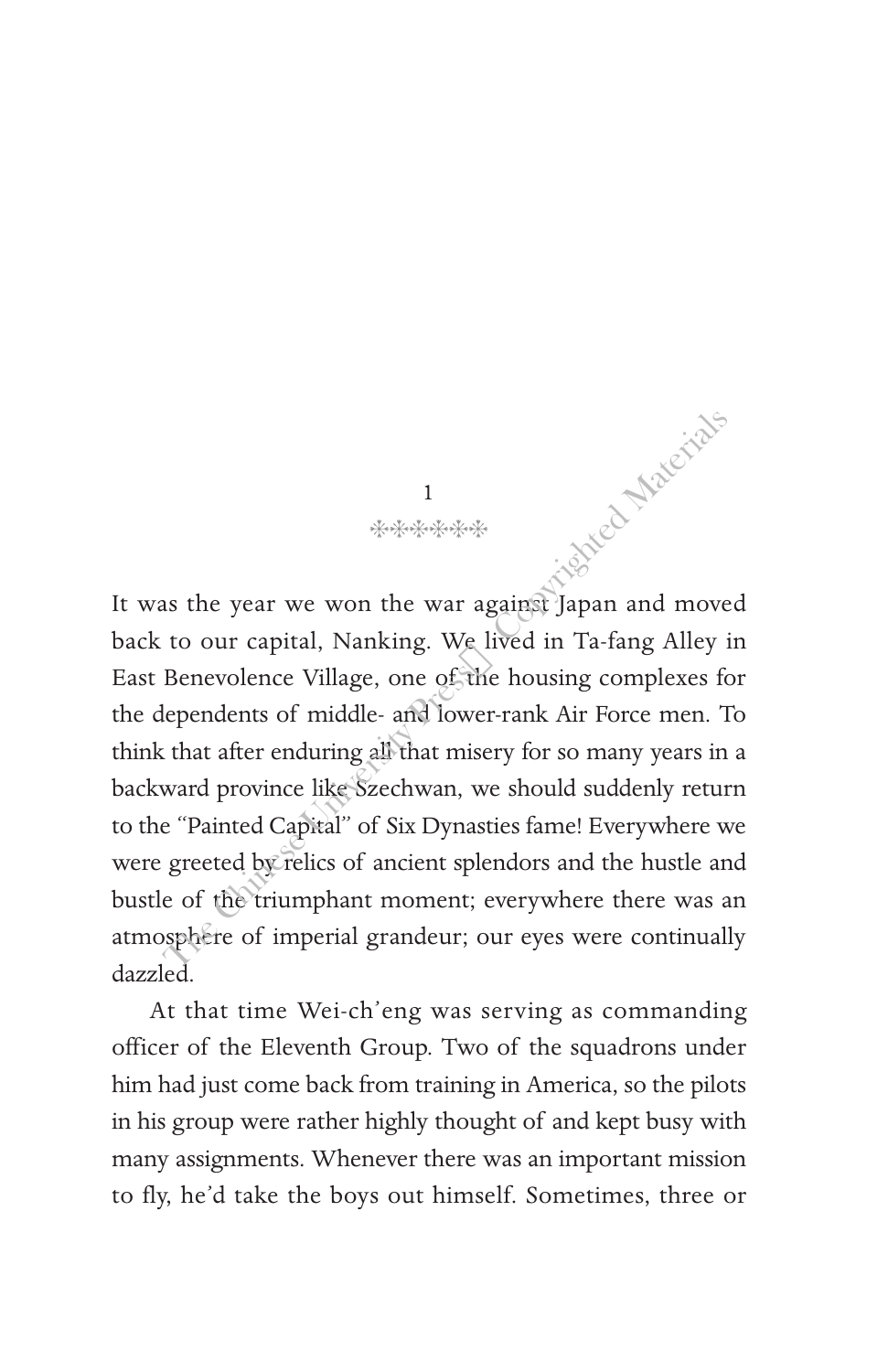# 1

✻✻✻✻✻✻

It was the year we won the war against Japan and moved back to our capital, Nanking. We lived in Ta-fang Alley in East Benevolence Village, one of the housing complexes for the dependents of middle- and lower-rank Air Force men. To think that after enduring all that misery for so many years in a backward province like Szechwan, we should suddenly return to the "Painted Capital" of Six Dynasties fame! Everywhere we were greeted by relics of ancient splendors and the hustle and bustle of the triumphant moment; everywhere there was an atmosphere of imperial grandeur; our eyes were continually dazzled.

At that time Wei-ch'eng was serving as commanding officer of the Eleventh Group. Two of the squadrons under him had just come back from training in America, so the pilots in his group were rather highly thought of and kept busy with many assignments. Whenever there was an important mission to fly, he'd take the boys out himself. Sometimes, three or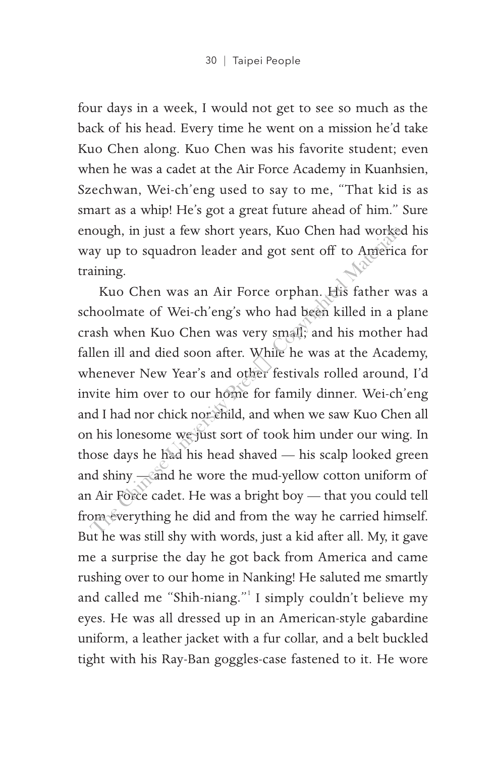four days in a week, I would not get to see so much as the back of his head. Every time he went on a mission he'd take Kuo Chen along. Kuo Chen was his favorite student; even when he was a cadet at the Air Force Academy in Kuanhsien, Szechwan, Wei-ch'eng used to say to me, "That kid is as smart as a whip! He's got a great future ahead of him." Sure enough, in just a few short years, Kuo Chen had worked his way up to squadron leader and got sent off to America for training.

Kuo Chen was an Air Force orphan. His father was a schoolmate of Wei-ch'eng's who had been killed in a plane crash when Kuo Chen was very small; and his mother had fallen ill and died soon after. While he was at the Academy, whenever New Year's and other festivals rolled around, I'd invite him over to our home for family dinner. Wei-ch'eng and I had nor chick nor child, and when we saw Kuo Chen all on his lonesome we just sort of took him under our wing. In those days he had his head shaved — his scalp looked green and shiny — and he wore the mud-yellow cotton uniform of an Air Force cadet. He was a bright boy — that you could tell from everything he did and from the way he carried himself. But he was still shy with words, just a kid after all. My, it gave me a surprise the day he got back from America and came rushing over to our home in Nanking! He saluted me smartly and called me "Shih-niang."[1] I simply couldn't believe my eyes. He was all dressed up in an American-style gabardine uniform, a leather jacket with a fur collar, and a belt buckled tight with his Ray-Ban goggles-case fastened to it. He wore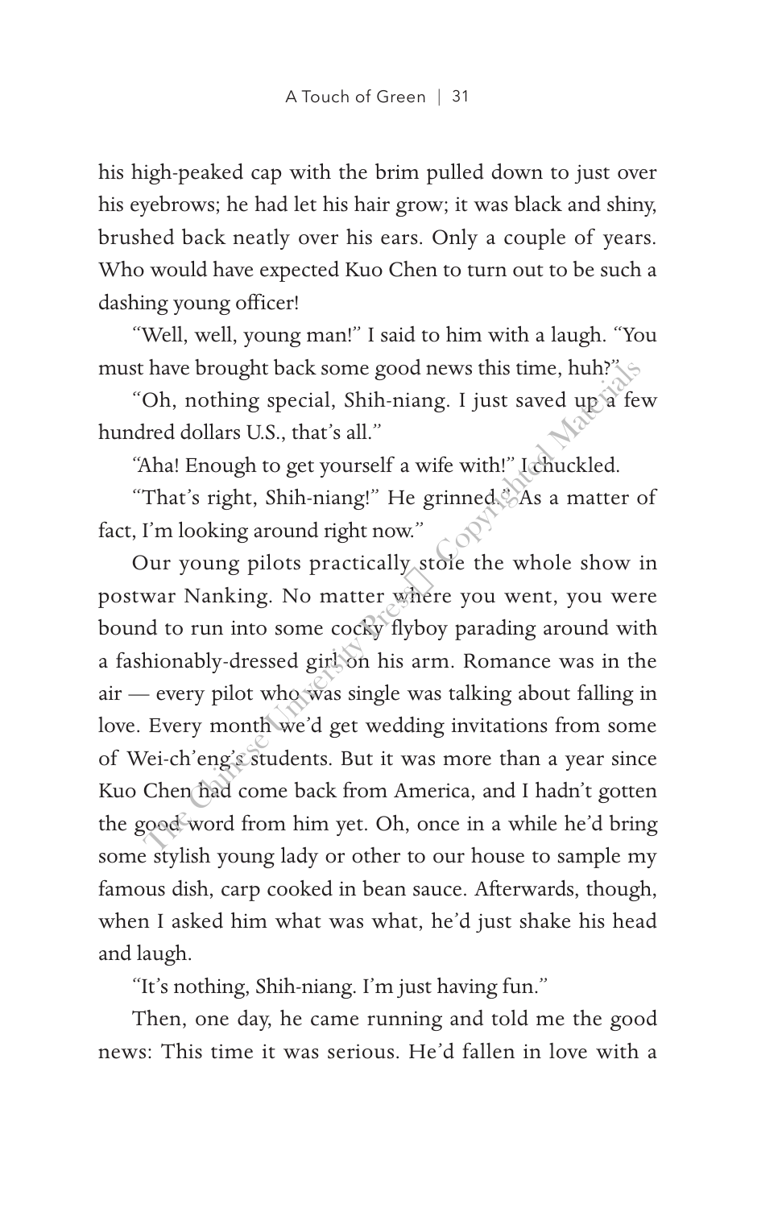his high-peaked cap with the brim pulled down to just over his eyebrows; he had let his hair grow; it was black and shiny, brushed back neatly over his ears. Only a couple of years. Who would have expected Kuo Chen to turn out to be such a dashing young officer!

"Well, well, young man!" I said to him with a laugh. "You must have brought back some good news this time, huh?"

"Oh, nothing special, Shih-niang. I just saved up a few hundred dollars U.S., that's all."

"Aha! Enough to get yourself a wife with!" I chuckled.

"That's right, Shih-niang!" He grinned. "As a matter of fact, I'm looking around right now."

Our young pilots practically stole the whole show in postwar Nanking. No matter where you went, you were bound to run into some cocky flyboy parading around with a fashionably-dressed girl on his arm. Romance was in the air — every pilot who was single was talking about falling in love. Every month we'd get wedding invitations from some of Wei-ch'eng's students. But it was more than a year since Kuo Chen had come back from America, and I hadn't gotten the good word from him yet. Oh, once in a while he'd bring some stylish young lady or other to our house to sample my famous dish, carp cooked in bean sauce. Afterwards, though, when I asked him what was what, he'd just shake his head and laugh.

"It's nothing, Shih-niang. I'm just having fun."

Then, one day, he came running and told me the good news: This time it was serious. He'd fallen in love with a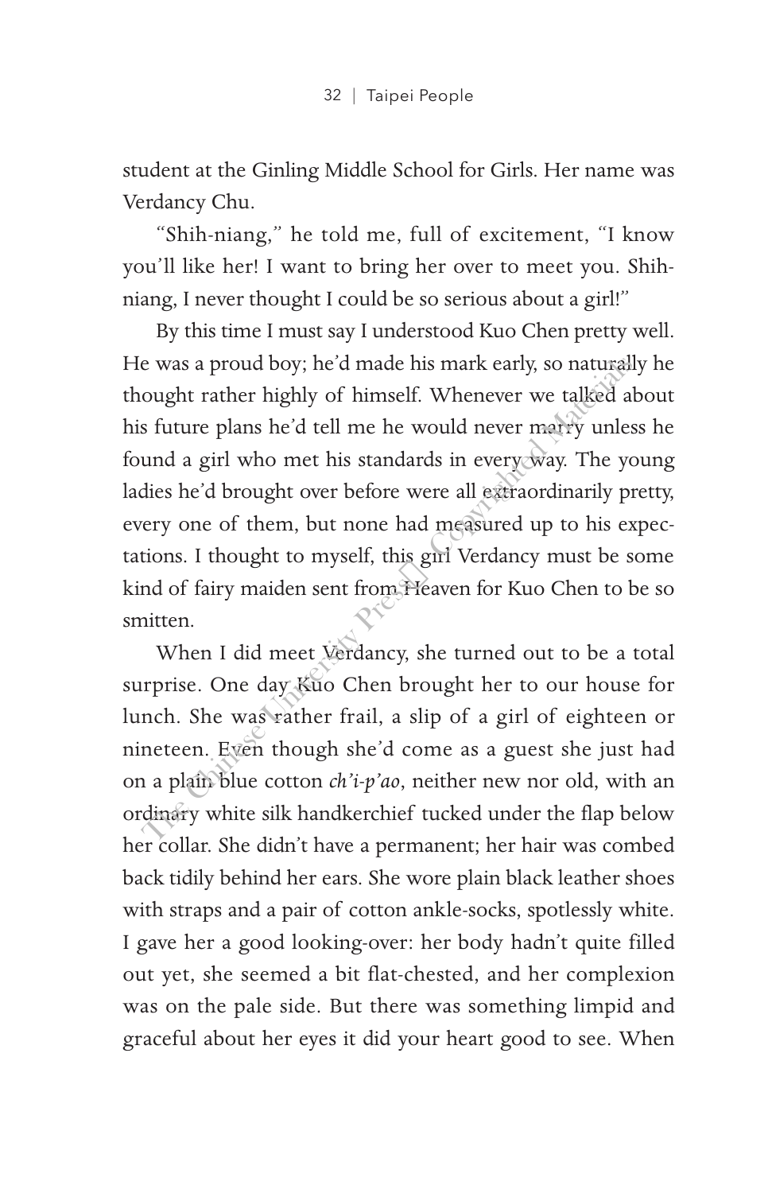student at the Ginling Middle School for Girls. Her name was Verdancy Chu.

"Shih-niang," he told me, full of excitement, "I know you'll like her! I want to bring her over to meet you. Shih-niang, I never thought I could be so serious about a girl!"

By this time I must say I understood Kuo Chen pretty well. He was a proud boy; he'd made his mark early, so naturally he thought rather highly of himself. Whenever we talked about his future plans he'd tell me he would never marry unless he found a girl who met his standards in every way. The young ladies he'd brought over before were all extraordinarily pretty, every one of them, but none had measured up to his expectations. I thought to myself, this girl Verdancy must be some kind of fairy maiden sent from Heaven for Kuo Chen to be so smitten.

When I did meet Verdancy, she turned out to be a total surprise. One day Kuo Chen brought her to our house for lunch. She was rather frail, a slip of a girl of eighteen or nineteen. Even though she'd come as a guest she just had on a plain blue cotton *ch'i-p'ao*, neither new nor old, with an ordinary white silk handkerchief tucked under the flap below her collar. She didn't have a permanent; her hair was combed back tidily behind her ears. She wore plain black leather shoes with straps and a pair of cotton ankle-socks, spotlessly white. I gave her a good looking-over: her body hadn't quite filled out yet, she seemed a bit flat-chested, and her complexion was on the pale side. But there was something limpid and graceful about her eyes it did your heart good to see. When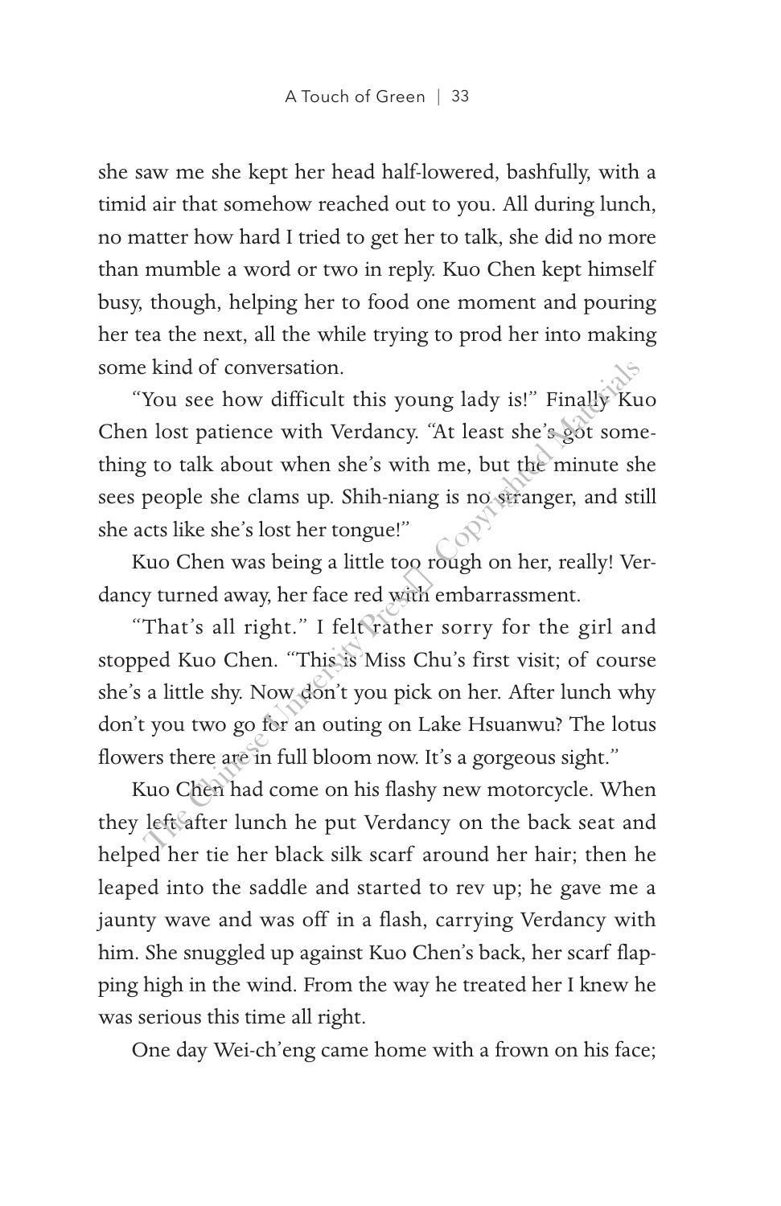she saw me she kept her head half-lowered, bashfully, with a timid air that somehow reached out to you. All during lunch, no matter how hard I tried to get her to talk, she did no more than mumble a word or two in reply. Kuo Chen kept himself busy, though, helping her to food one moment and pouring her tea the next, all the while trying to prod her into making some kind of conversation.

"You see how difficult this young lady is!" Finally Kuo Chen lost patience with Verdancy. "At least she's got something to talk about when she's with me, but the minute she sees people she clams up. Shih-niang is no stranger, and still she acts like she's lost her tongue!"

Kuo Chen was being a little too rough on her, really! Verdancy turned away, her face red with embarrassment.

"That's all right." I felt rather sorry for the girl and stopped Kuo Chen. "This is Miss Chu's first visit; of course she's a little shy. Now don't you pick on her. After lunch why don't you two go for an outing on Lake Hsuanwu? The lotus flowers there are in full bloom now. It's a gorgeous sight."

Kuo Chen had come on his flashy new motorcycle. When they left after lunch he put Verdancy on the back seat and helped her tie her black silk scarf around her hair; then he leaped into the saddle and started to rev up; he gave me a jaunty wave and was off in a flash, carrying Verdancy with him. She snuggled up against Kuo Chen's back, her scarf flapping high in the wind. From the way he treated her I knew he was serious this time all right.

One day Wei-ch'eng came home with a frown on his face;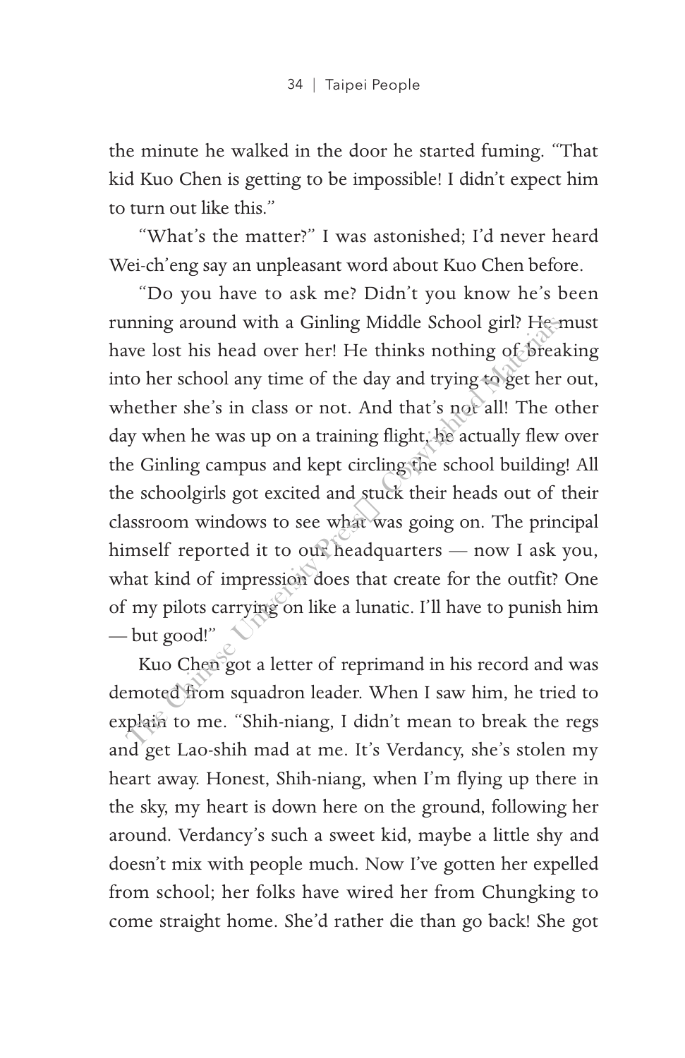the minute he walked in the door he started fuming. "That kid Kuo Chen is getting to be impossible! I didn't expect him to turn out like this."

"What's the matter?" I was astonished; I'd never heard Wei-ch'eng say an unpleasant word about Kuo Chen before.

"Do you have to ask me? Didn't you know he's been running around with a Ginling Middle School girl? He must have lost his head over her! He thinks nothing of breaking into her school any time of the day and trying to get her out, whether she's in class or not. And that's not all! The other day when he was up on a training flight, he actually flew over the Ginling campus and kept circling the school building! All the schoolgirls got excited and stuck their heads out of their classroom windows to see what was going on. The principal himself reported it to our headquarters — now I ask you, what kind of impression does that create for the outfit? One of my pilots carrying on like a lunatic. I'll have to punish him — but good!"

Kuo Chen got a letter of reprimand in his record and was demoted from squadron leader. When I saw him, he tried to explain to me. "Shih-niang, I didn't mean to break the regs and get Lao-shih mad at me. It's Verdancy, she's stolen my heart away. Honest, Shih-niang, when I'm flying up there in the sky, my heart is down here on the ground, following her around. Verdancy's such a sweet kid, maybe a little shy and doesn't mix with people much. Now I've gotten her expelled from school; her folks have wired her from Chungking to come straight home. She'd rather die than go back! She got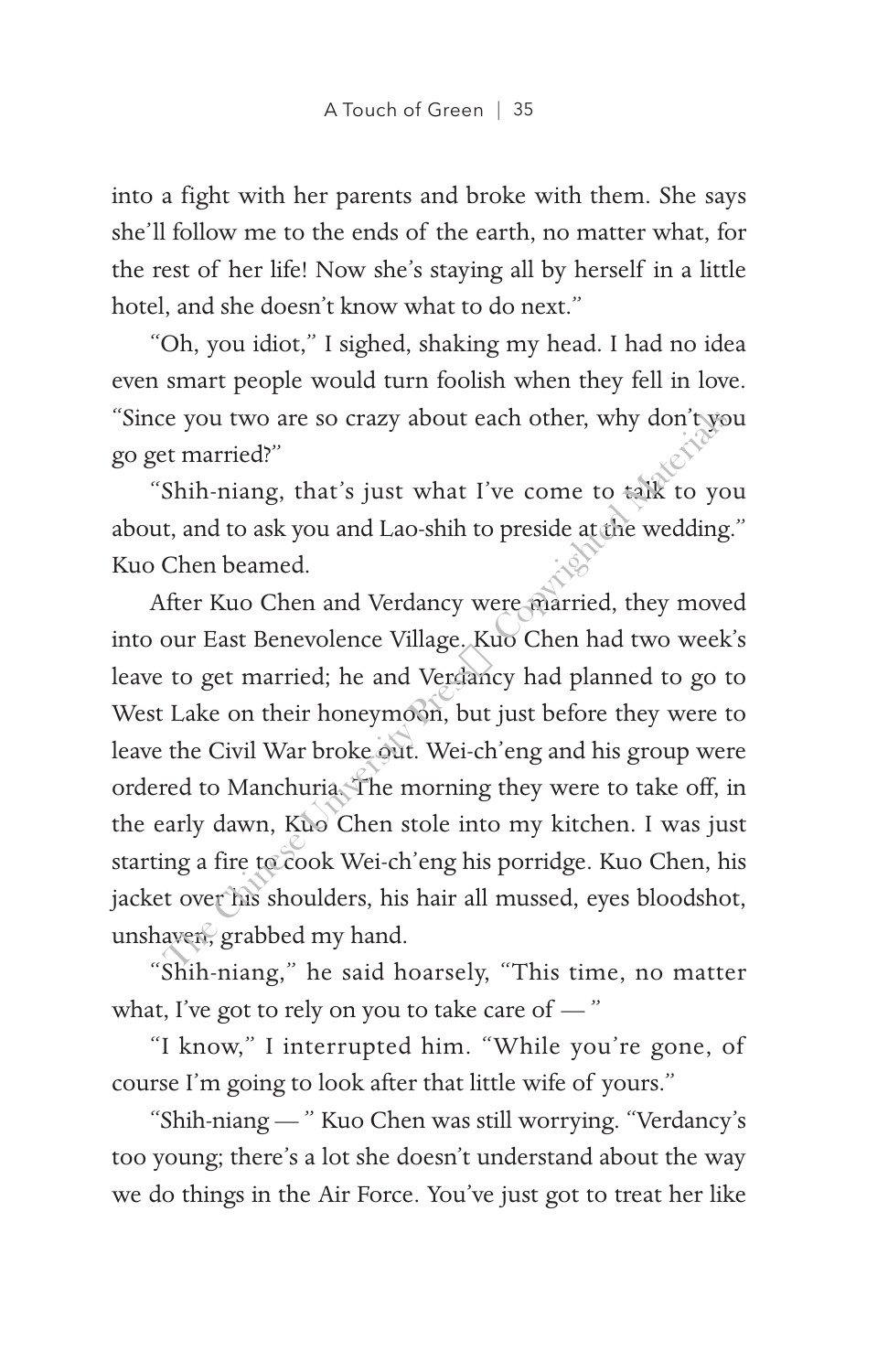into a fight with her parents and broke with them. She says she'll follow me to the ends of the earth, no matter what, for the rest of her life! Now she's staying all by herself in a little hotel, and she doesn't know what to do next."

"Oh, you idiot," I sighed, shaking my head. I had no idea even smart people would turn foolish when they fell in love. "Since you two are so crazy about each other, why don't you go get married?"

"Shih-niang, that's just what I've come to talk to you about, and to ask you and Lao-shih to preside at the wedding." Kuo Chen beamed.

After Kuo Chen and Verdancy were married, they moved into our East Benevolence Village. Kuo Chen had two week's leave to get married; he and Verdancy had planned to go to West Lake on their honeymoon, but just before they were to leave the Civil War broke out. Wei-ch'eng and his group were ordered to Manchuria. The morning they were to take off, in the early dawn, Kuo Chen stole into my kitchen. I was just starting a fire to cook Wei-ch'eng his porridge. Kuo Chen, his jacket over his shoulders, his hair all mussed, eyes bloodshot, unshaven, grabbed my hand.

"Shih-niang," he said hoarsely, "This time, no matter what, I've got to rely on you to take care of — "

"I know," I interrupted him. "While you're gone, of course I'm going to look after that little wife of yours."

"Shih-niang — " Kuo Chen was still worrying. "Verdancy's too young; there's a lot she doesn't understand about the way we do things in the Air Force. You've just got to treat her like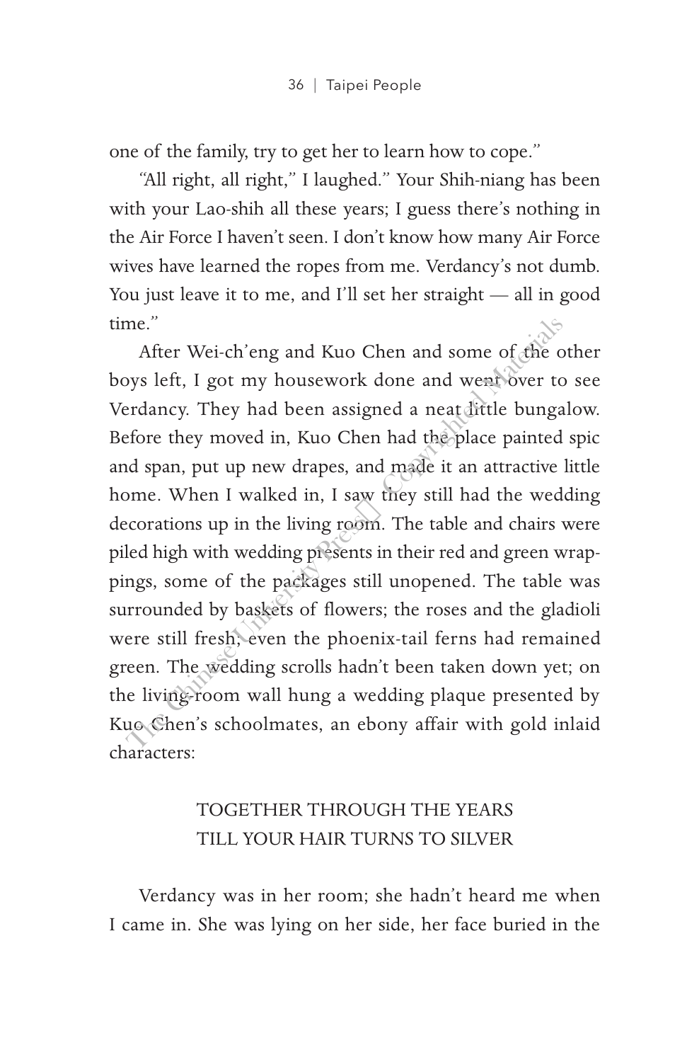one of the family, try to get her to learn how to cope."

"All right, all right," I laughed." Your Shih-niang has been with your Lao-shih all these years; I guess there's nothing in the Air Force I haven't seen. I don't know how many Air Force wives have learned the ropes from me. Verdancy's not dumb. You just leave it to me, and I'll set her straight — all in good time."

After Wei-ch'eng and Kuo Chen and some of the other boys left, I got my housework done and went over to see Verdancy. They had been assigned a neat little bungalow. Before they moved in, Kuo Chen had the place painted spic and span, put up new drapes, and made it an attractive little home. When I walked in, I saw they still had the wedding decorations up in the living room. The table and chairs were piled high with wedding presents in their red and green wrappings, some of the packages still unopened. The table was surrounded by baskets of flowers; the roses and the gladioli were still fresh; even the phoenix-tail ferns had remained green. The wedding scrolls hadn't been taken down yet; on the living-room wall hung a wedding plaque presented by Kuo Chen's schoolmates, an ebony affair with gold inlaid characters:

TOGETHER THROUGH THE YEARS
TILL YOUR HAIR TURNS TO SILVER

Verdancy was in her room; she hadn't heard me when I came in. She was lying on her side, her face buried in the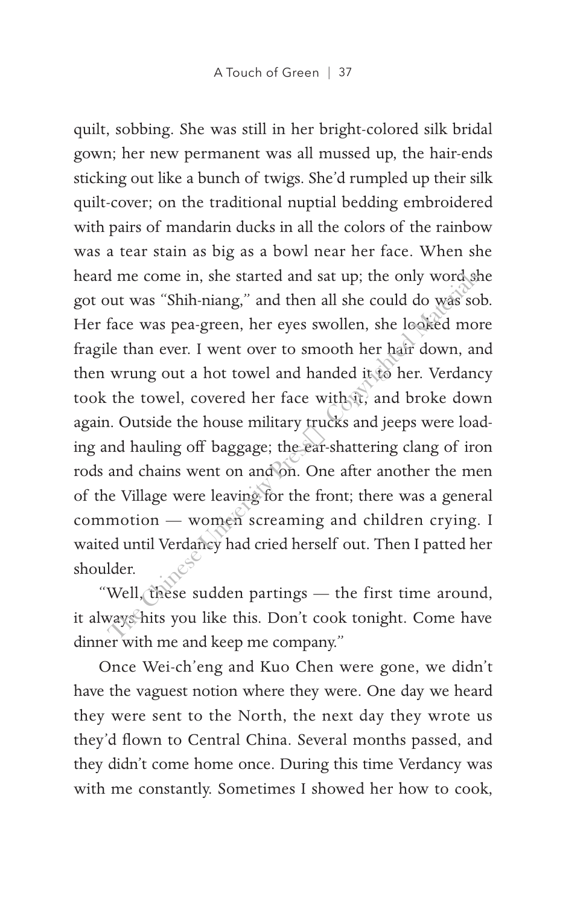quilt, sobbing. She was still in her bright-colored silk bridal gown; her new permanent was all mussed up, the hair-ends sticking out like a bunch of twigs. She'd rumpled up their silk quilt-cover; on the traditional nuptial bedding embroidered with pairs of mandarin ducks in all the colors of the rainbow was a tear stain as big as a bowl near her face. When she heard me come in, she started and sat up; the only word she got out was "Shih-niang," and then all she could do was sob. Her face was pea-green, her eyes swollen, she looked more fragile than ever. I went over to smooth her hair down, and then wrung out a hot towel and handed it to her. Verdancy took the towel, covered her face with it, and broke down again. Outside the house military trucks and jeeps were loading and hauling off baggage; the ear-shattering clang of iron rods and chains went on and on. One after another the men of the Village were leaving for the front; there was a general commotion — women screaming and children crying. I waited until Verdancy had cried herself out. Then I patted her shoulder.

"Well, these sudden partings — the first time around, it always hits you like this. Don't cook tonight. Come have dinner with me and keep me company."

Once Wei-ch'eng and Kuo Chen were gone, we didn't have the vaguest notion where they were. One day we heard they were sent to the North, the next day they wrote us they'd flown to Central China. Several months passed, and they didn't come home once. During this time Verdancy was with me constantly. Sometimes I showed her how to cook,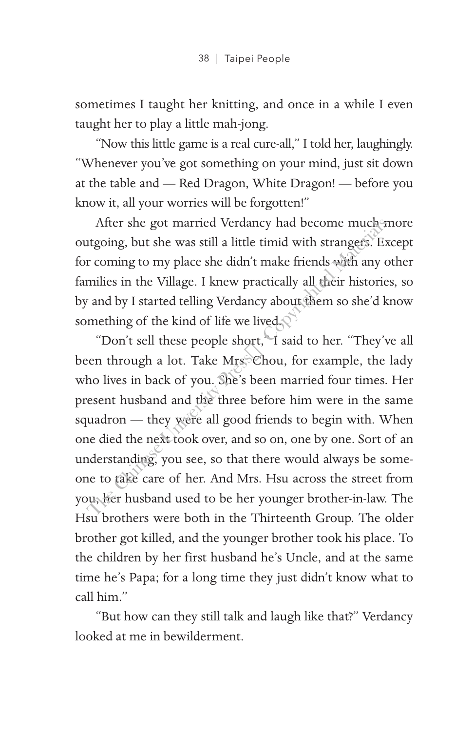sometimes I taught her knitting, and once in a while I even taught her to play a little mah-jong.

"Now this little game is a real cure-all," I told her, laughingly. "Whenever you've got something on your mind, just sit down at the table and — Red Dragon, White Dragon! — before you know it, all your worries will be forgotten!"

After she got married Verdancy had become much more outgoing, but she was still a little timid with strangers. Except for coming to my place she didn't make friends with any other families in the Village. I knew practically all their histories, so by and by I started telling Verdancy about them so she'd know something of the kind of life we lived.

"Don't sell these people short," I said to her. "They've all been through a lot. Take Mrs. Chou, for example, the lady who lives in back of you. She's been married four times. Her present husband and the three before him were in the same squadron — they were all good friends to begin with. When one died the next took over, and so on, one by one. Sort of an understanding, you see, so that there would always be someone to take care of her. And Mrs. Hsu across the street from you, her husband used to be her younger brother-in-law. The Hsu brothers were both in the Thirteenth Group. The older brother got killed, and the younger brother took his place. To the children by her first husband he's Uncle, and at the same time he's Papa; for a long time they just didn't know what to call him."

"But how can they still talk and laugh like that?" Verdancy looked at me in bewilderment.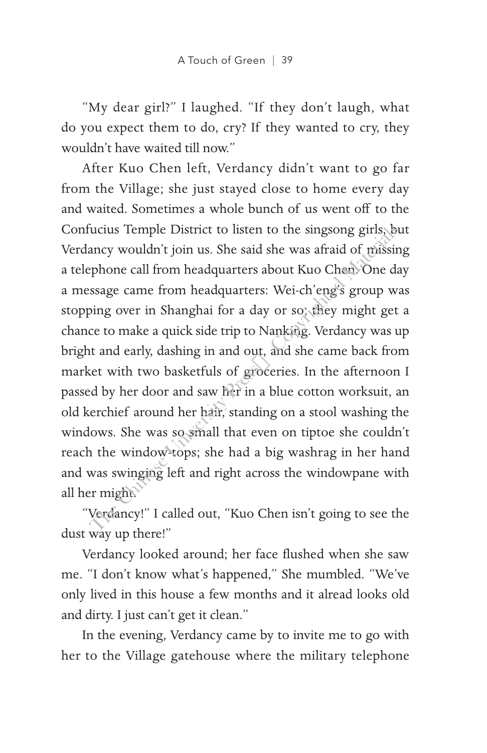"My dear girl?" I laughed. "If they don't laugh, what do you expect them to do, cry? If they wanted to cry, they wouldn't have waited till now."

After Kuo Chen left, Verdancy didn't want to go far from the Village; she just stayed close to home every day and waited. Sometimes a whole bunch of us went off to the Confucius Temple District to listen to the singsong girls, but Verdancy wouldn't join us. She said she was afraid of missing a telephone call from headquarters about Kuo Chen. One day a message came from headquarters: Wei-ch'eng's group was stopping over in Shanghai for a day or so; they might get a chance to make a quick side trip to Nanking. Verdancy was up bright and early, dashing in and out, and she came back from market with two basketfuls of groceries. In the afternoon I passed by her door and saw her in a blue cotton worksuit, an old kerchief around her hair, standing on a stool washing the windows. She was so small that even on tiptoe she couldn't reach the window-tops; she had a big washrag in her hand and was swinging left and right across the windowpane with all her might.

"Verdancy!" I called out, "Kuo Chen isn't going to see the dust way up there!"

Verdancy looked around; her face flushed when she saw me. "I don't know what's happened," She mumbled. "We've only lived in this house a few months and it alread looks old and dirty. I just can't get it clean."

In the evening, Verdancy came by to invite me to go with her to the Village gatehouse where the military telephone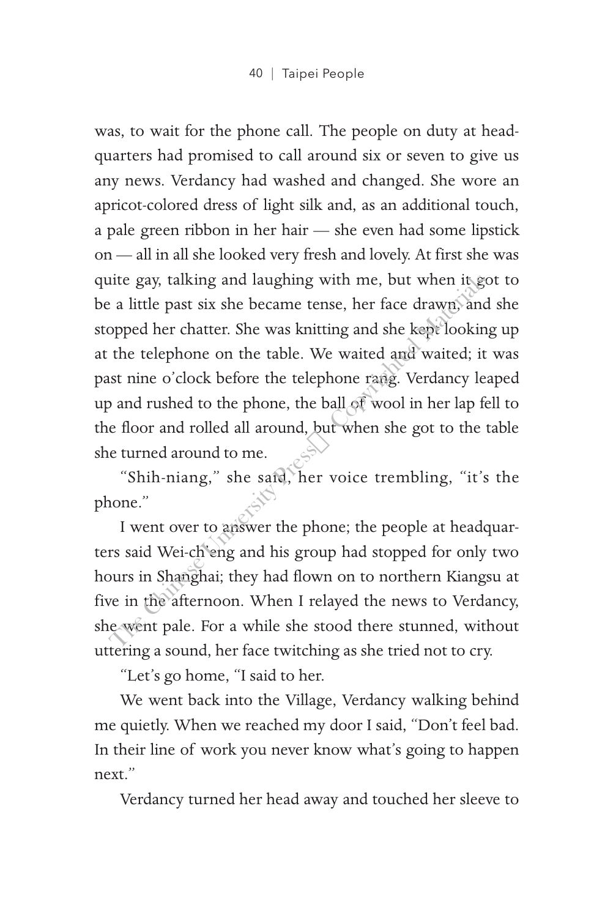was, to wait for the phone call. The people on duty at headquarters had promised to call around six or seven to give us any news. Verdancy had washed and changed. She wore an apricot-colored dress of light silk and, as an additional touch, a pale green ribbon in her hair — she even had some lipstick on — all in all she looked very fresh and lovely. At first she was quite gay, talking and laughing with me, but when it got to be a little past six she became tense, her face drawn, and she stopped her chatter. She was knitting and she kept looking up at the telephone on the table. We waited and waited; it was past nine o'clock before the telephone rang. Verdancy leaped up and rushed to the phone, the ball of wool in her lap fell to the floor and rolled all around, but when she got to the table she turned around to me.

"Shih-niang," she said, her voice trembling, "it's the phone."

I went over to answer the phone; the people at headquarters said Wei-ch'eng and his group had stopped for only two hours in Shanghai; they had flown on to northern Kiangsu at five in the afternoon. When I relayed the news to Verdancy, she went pale. For a while she stood there stunned, without uttering a sound, her face twitching as she tried not to cry.

"Let's go home, "I said to her.

We went back into the Village, Verdancy walking behind me quietly. When we reached my door I said, "Don't feel bad. In their line of work you never know what's going to happen next."

Verdancy turned her head away and touched her sleeve to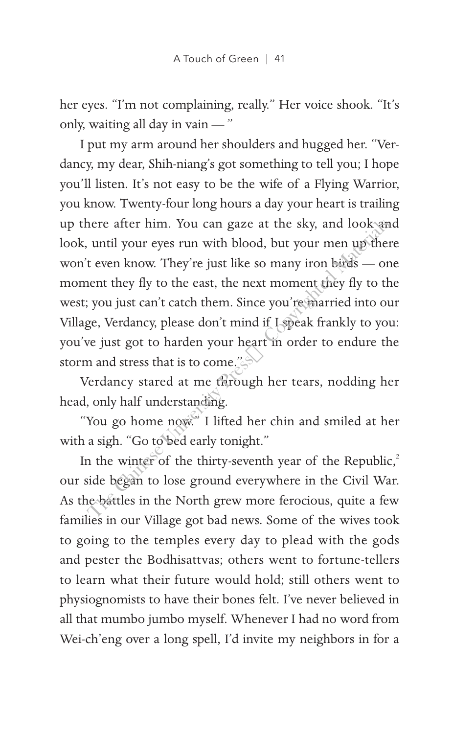her eyes. "I'm not complaining, really." Her voice shook. "It's only, waiting all day in vain — "

I put my arm around her shoulders and hugged her. "Verdancy, my dear, Shih-niang's got something to tell you; I hope you'll listen. It's not easy to be the wife of a Flying Warrior, you know. Twenty-four long hours a day your heart is trailing up there after him. You can gaze at the sky, and look and look, until your eyes run with blood, but your men up there won't even know. They're just like so many iron birds — one moment they fly to the east, the next moment they fly to the west; you just can't catch them. Since you're married into our Village, Verdancy, please don't mind if I speak frankly to you: you've just got to harden your heart in order to endure the storm and stress that is to come."

Verdancy stared at me through her tears, nodding her head, only half understanding.

"You go home now." I lifted her chin and smiled at her with a sigh. "Go to bed early tonight."

In the winter of the thirty-seventh year of the Republic,[2] our side began to lose ground everywhere in the Civil War. As the battles in the North grew more ferocious, quite a few families in our Village got bad news. Some of the wives took to going to the temples every day to plead with the gods and pester the Bodhisattvas; others went to fortune-tellers to learn what their future would hold; still others went to physiognomists to have their bones felt. I've never believed in all that mumbo jumbo myself. Whenever I had no word from Wei-ch'eng over a long spell, I'd invite my neighbors in for a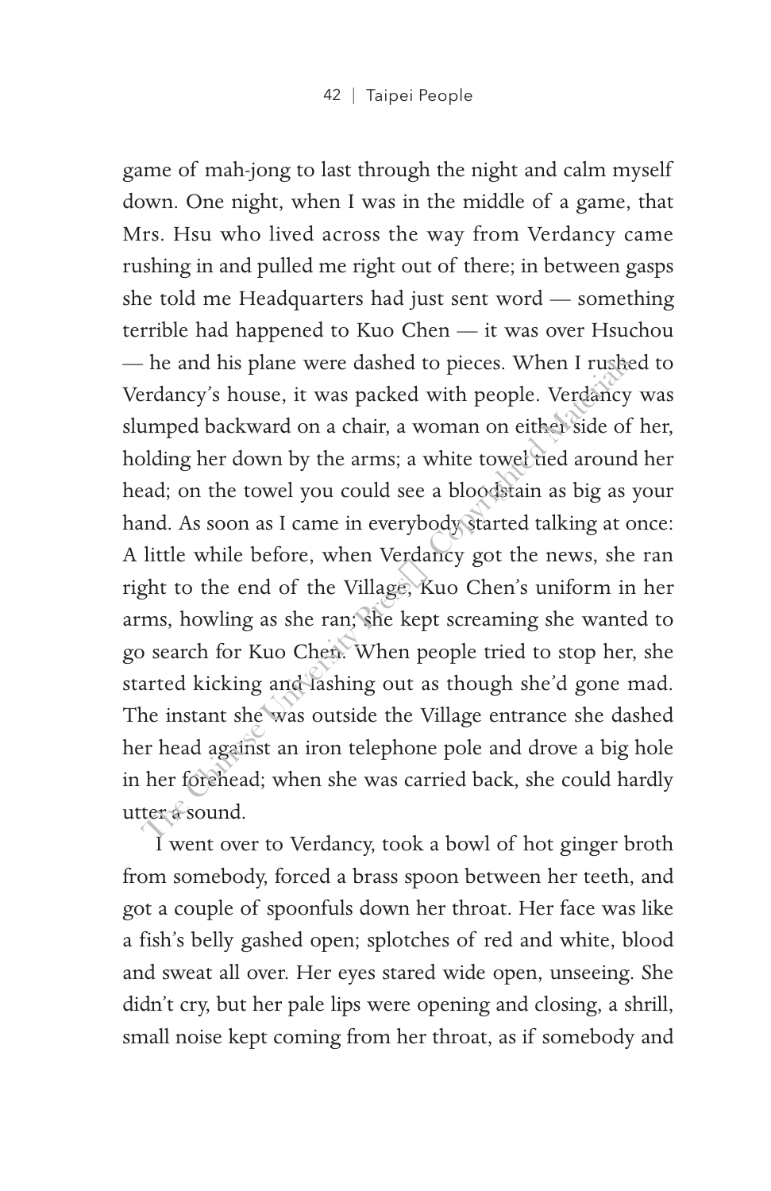game of mah-jong to last through the night and calm myself down. One night, when I was in the middle of a game, that Mrs. Hsu who lived across the way from Verdancy came rushing in and pulled me right out of there; in between gasps she told me Headquarters had just sent word — something terrible had happened to Kuo Chen — it was over Hsuchou — he and his plane were dashed to pieces. When I rushed to Verdancy's house, it was packed with people. Verdancy was slumped backward on a chair, a woman on either side of her, holding her down by the arms; a white towel tied around her head; on the towel you could see a bloodstain as big as your hand. As soon as I came in everybody started talking at once: A little while before, when Verdancy got the news, she ran right to the end of the Village, Kuo Chen's uniform in her arms, howling as she ran; she kept screaming she wanted to go search for Kuo Chen. When people tried to stop her, she started kicking and lashing out as though she'd gone mad. The instant she was outside the Village entrance she dashed her head against an iron telephone pole and drove a big hole in her forehead; when she was carried back, she could hardly utter a sound.

I went over to Verdancy, took a bowl of hot ginger broth from somebody, forced a brass spoon between her teeth, and got a couple of spoonfuls down her throat. Her face was like a fish's belly gashed open; splotches of red and white, blood and sweat all over. Her eyes stared wide open, unseeing. She didn't cry, but her pale lips were opening and closing, a shrill, small noise kept coming from her throat, as if somebody and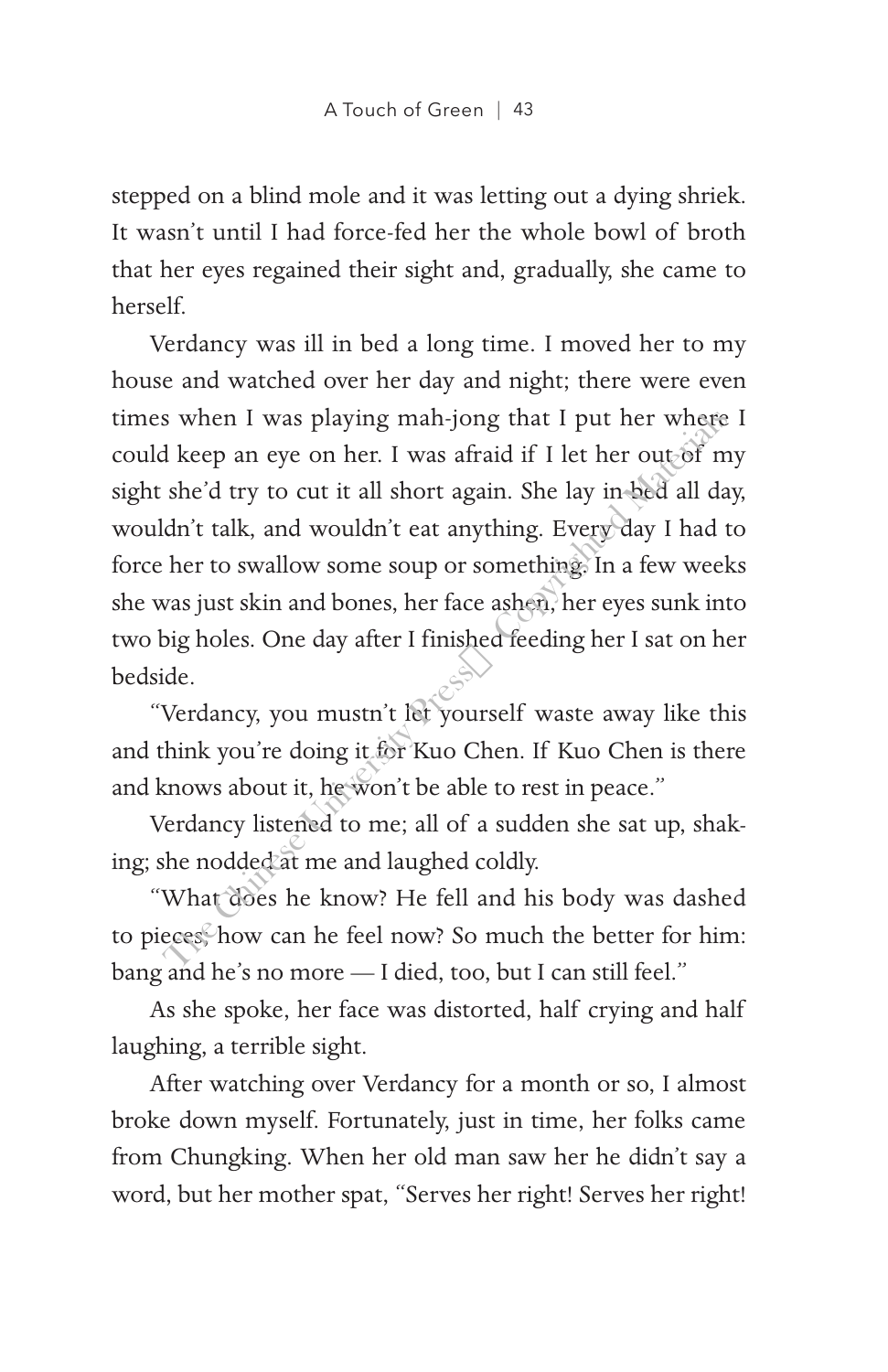stepped on a blind mole and it was letting out a dying shriek. It wasn't until I had force-fed her the whole bowl of broth that her eyes regained their sight and, gradually, she came to herself.

Verdancy was ill in bed a long time. I moved her to my house and watched over her day and night; there were even times when I was playing mah-jong that I put her where I could keep an eye on her. I was afraid if I let her out of my sight she'd try to cut it all short again. She lay in bed all day, wouldn't talk, and wouldn't eat anything. Every day I had to force her to swallow some soup or something. In a few weeks she was just skin and bones, her face ashen, her eyes sunk into two big holes. One day after I finished feeding her I sat on her bedside.

"Verdancy, you mustn't let yourself waste away like this and think you're doing it for Kuo Chen. If Kuo Chen is there and knows about it, he won't be able to rest in peace."

Verdancy listened to me; all of a sudden she sat up, shaking; she nodded at me and laughed coldly.

"What does he know? He fell and his body was dashed to pieces, how can he feel now? So much the better for him: bang and he's no more — I died, too, but I can still feel."

As she spoke, her face was distorted, half crying and half laughing, a terrible sight.

After watching over Verdancy for a month or so, I almost broke down myself. Fortunately, just in time, her folks came from Chungking. When her old man saw her he didn't say a word, but her mother spat, "Serves her right! Serves her right!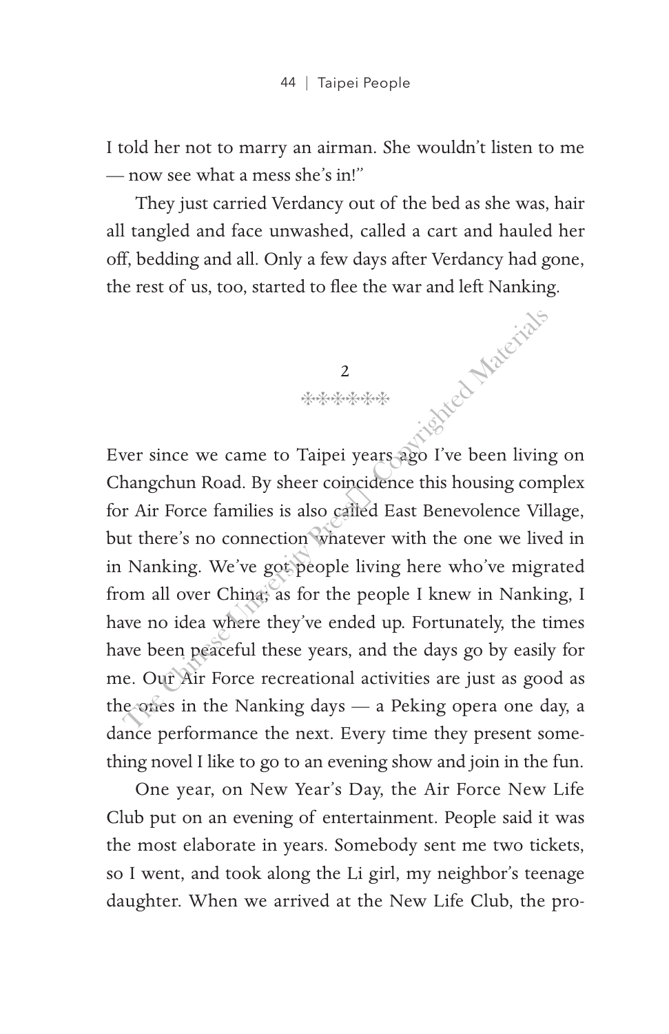I told her not to marry an airman. She wouldn't listen to me — now see what a mess she's in!"

They just carried Verdancy out of the bed as she was, hair all tangled and face unwashed, called a cart and hauled her off, bedding and all. Only a few days after Verdancy had gone, the rest of us, too, started to flee the war and left Nanking.

## 2

Ever since we came to Taipei years ago I've been living on Changchun Road. By sheer coincidence this housing complex for Air Force families is also called East Benevolence Village, but there's no connection whatever with the one we lived in in Nanking. We've got people living here who've migrated from all over China; as for the people I knew in Nanking, I have no idea where they've ended up. Fortunately, the times have been peaceful these years, and the days go by easily for me. Our Air Force recreational activities are just as good as the ones in the Nanking days — a Peking opera one day, a dance performance the next. Every time they present something novel I like to go to an evening show and join in the fun.

One year, on New Year's Day, the Air Force New Life Club put on an evening of entertainment. People said it was the most elaborate in years. Somebody sent me two tickets, so I went, and took along the Li girl, my neighbor's teenage daughter. When we arrived at the New Life Club, the pro-